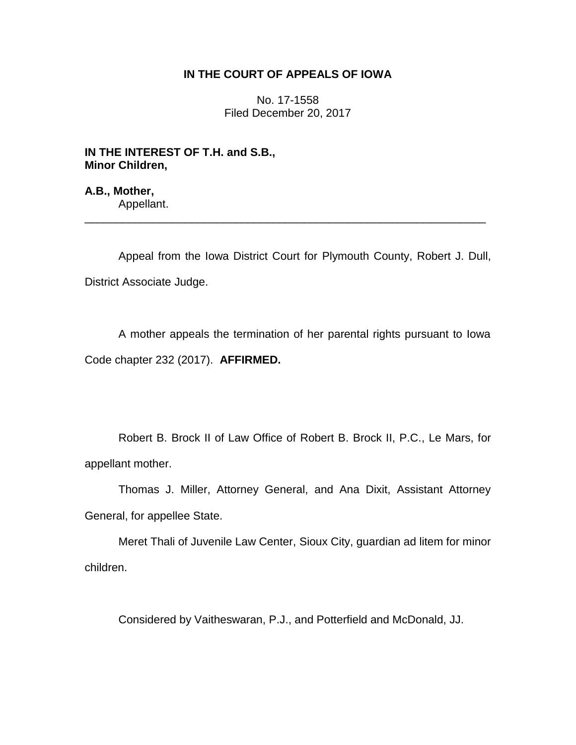**IN THE COURT OF APPEALS OF IOWA**

No. 17-1558
Filed December 20, 2017

**IN THE INTEREST OF T.H. and S.B.,
Minor Children,**

**A.B., Mother,**
Appellant.

---

Appeal from the Iowa District Court for Plymouth County, Robert J. Dull, District Associate Judge.

A mother appeals the termination of her parental rights pursuant to Iowa Code chapter 232 (2017). **AFFIRMED.**

Robert B. Brock II of Law Office of Robert B. Brock II, P.C., Le Mars, for appellant mother.

Thomas J. Miller, Attorney General, and Ana Dixit, Assistant Attorney General, for appellee State.

Meret Thali of Juvenile Law Center, Sioux City, guardian ad litem for minor children.

Considered by Vaitheswaran, P.J., and Potterfield and McDonald, JJ.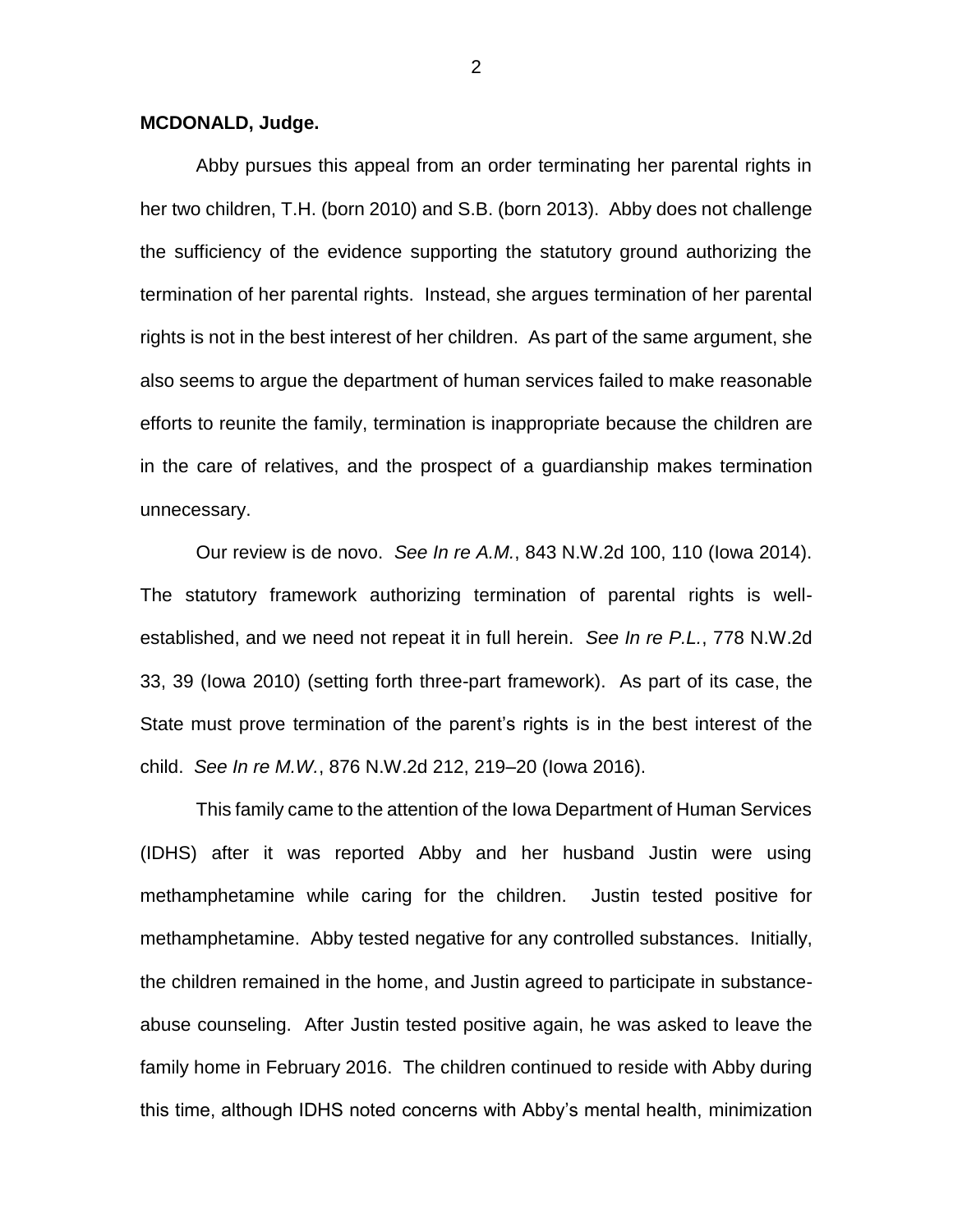**MCDONALD, Judge.**

Abby pursues this appeal from an order terminating her parental rights in her two children, T.H. (born 2010) and S.B. (born 2013). Abby does not challenge the sufficiency of the evidence supporting the statutory ground authorizing the termination of her parental rights. Instead, she argues termination of her parental rights is not in the best interest of her children. As part of the same argument, she also seems to argue the department of human services failed to make reasonable efforts to reunite the family, termination is inappropriate because the children are in the care of relatives, and the prospect of a guardianship makes termination unnecessary.

Our review is de novo. *See In re A.M.*, 843 N.W.2d 100, 110 (Iowa 2014). The statutory framework authorizing termination of parental rights is well-established, and we need not repeat it in full herein. *See In re P.L.*, 778 N.W.2d 33, 39 (Iowa 2010) (setting forth three-part framework). As part of its case, the State must prove termination of the parent's rights is in the best interest of the child. *See In re M.W.*, 876 N.W.2d 212, 219–20 (Iowa 2016).

This family came to the attention of the Iowa Department of Human Services (IDHS) after it was reported Abby and her husband Justin were using methamphetamine while caring for the children. Justin tested positive for methamphetamine. Abby tested negative for any controlled substances. Initially, the children remained in the home, and Justin agreed to participate in substance-abuse counseling. After Justin tested positive again, he was asked to leave the family home in February 2016. The children continued to reside with Abby during this time, although IDHS noted concerns with Abby's mental health, minimization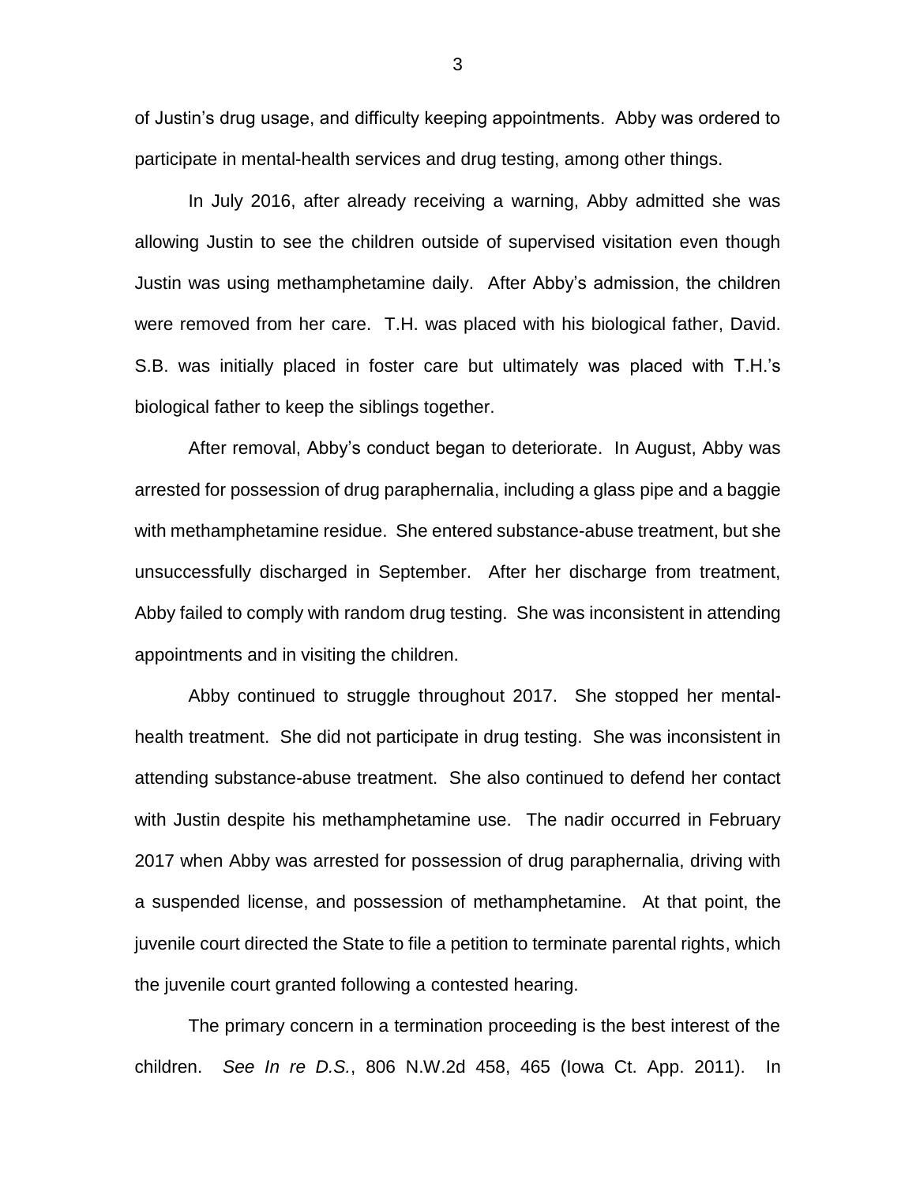of Justin's drug usage, and difficulty keeping appointments. Abby was ordered to participate in mental-health services and drug testing, among other things.

In July 2016, after already receiving a warning, Abby admitted she was allowing Justin to see the children outside of supervised visitation even though Justin was using methamphetamine daily. After Abby's admission, the children were removed from her care. T.H. was placed with his biological father, David. S.B. was initially placed in foster care but ultimately was placed with T.H.'s biological father to keep the siblings together.

After removal, Abby's conduct began to deteriorate. In August, Abby was arrested for possession of drug paraphernalia, including a glass pipe and a baggie with methamphetamine residue. She entered substance-abuse treatment, but she unsuccessfully discharged in September. After her discharge from treatment, Abby failed to comply with random drug testing. She was inconsistent in attending appointments and in visiting the children.

Abby continued to struggle throughout 2017. She stopped her mental-health treatment. She did not participate in drug testing. She was inconsistent in attending substance-abuse treatment. She also continued to defend her contact with Justin despite his methamphetamine use. The nadir occurred in February 2017 when Abby was arrested for possession of drug paraphernalia, driving with a suspended license, and possession of methamphetamine. At that point, the juvenile court directed the State to file a petition to terminate parental rights, which the juvenile court granted following a contested hearing.

The primary concern in a termination proceeding is the best interest of the children. *See In re D.S.*, 806 N.W.2d 458, 465 (Iowa Ct. App. 2011). In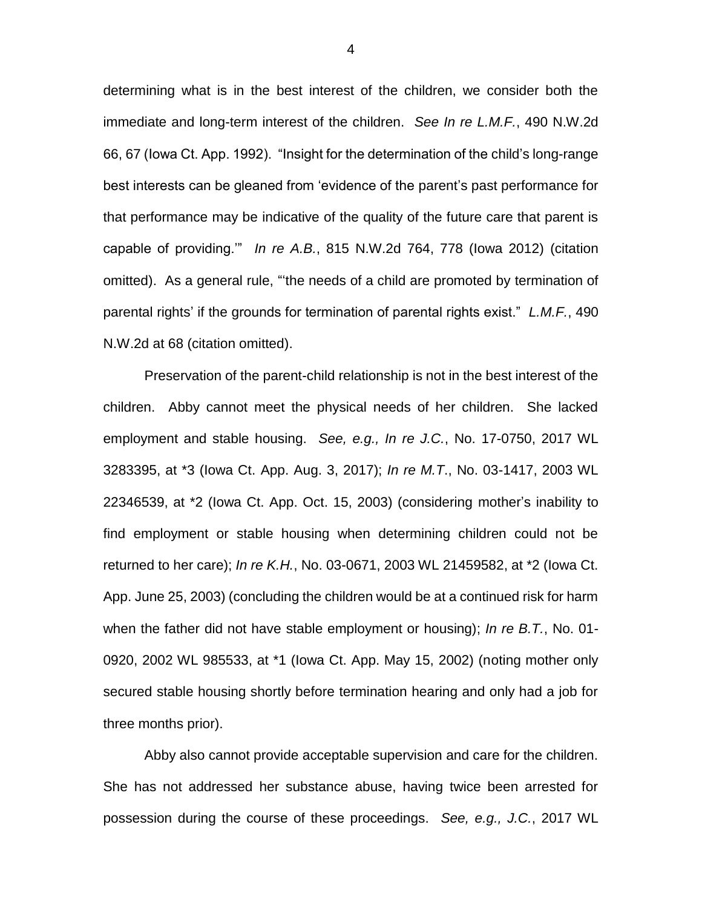determining what is in the best interest of the children, we consider both the immediate and long-term interest of the children. *See In re L.M.F.*, 490 N.W.2d 66, 67 (Iowa Ct. App. 1992). "Insight for the determination of the child's long-range best interests can be gleaned from 'evidence of the parent's past performance for that performance may be indicative of the quality of the future care that parent is capable of providing.'" *In re A.B.*, 815 N.W.2d 764, 778 (Iowa 2012) (citation omitted). As a general rule, "'the needs of a child are promoted by termination of parental rights' if the grounds for termination of parental rights exist." *L.M.F.*, 490 N.W.2d at 68 (citation omitted).

Preservation of the parent-child relationship is not in the best interest of the children. Abby cannot meet the physical needs of her children. She lacked employment and stable housing. *See, e.g., In re J.C.*, No. 17-0750, 2017 WL 3283395, at *3 (Iowa Ct. App. Aug. 3, 2017); *In re M.T.*, No. 03-1417, 2003 WL 22346539, at *2 (Iowa Ct. App. Oct. 15, 2003) (considering mother's inability to find employment or stable housing when determining children could not be returned to her care); *In re K.H.*, No. 03-0671, 2003 WL 21459582, at *2 (Iowa Ct. App. June 25, 2003) (concluding the children would be at a continued risk for harm when the father did not have stable employment or housing); *In re B.T.*, No. 01-0920, 2002 WL 985533, at *1 (Iowa Ct. App. May 15, 2002) (noting mother only secured stable housing shortly before termination hearing and only had a job for three months prior).

Abby also cannot provide acceptable supervision and care for the children. She has not addressed her substance abuse, having twice been arrested for possession during the course of these proceedings. *See, e.g., J.C.*, 2017 WL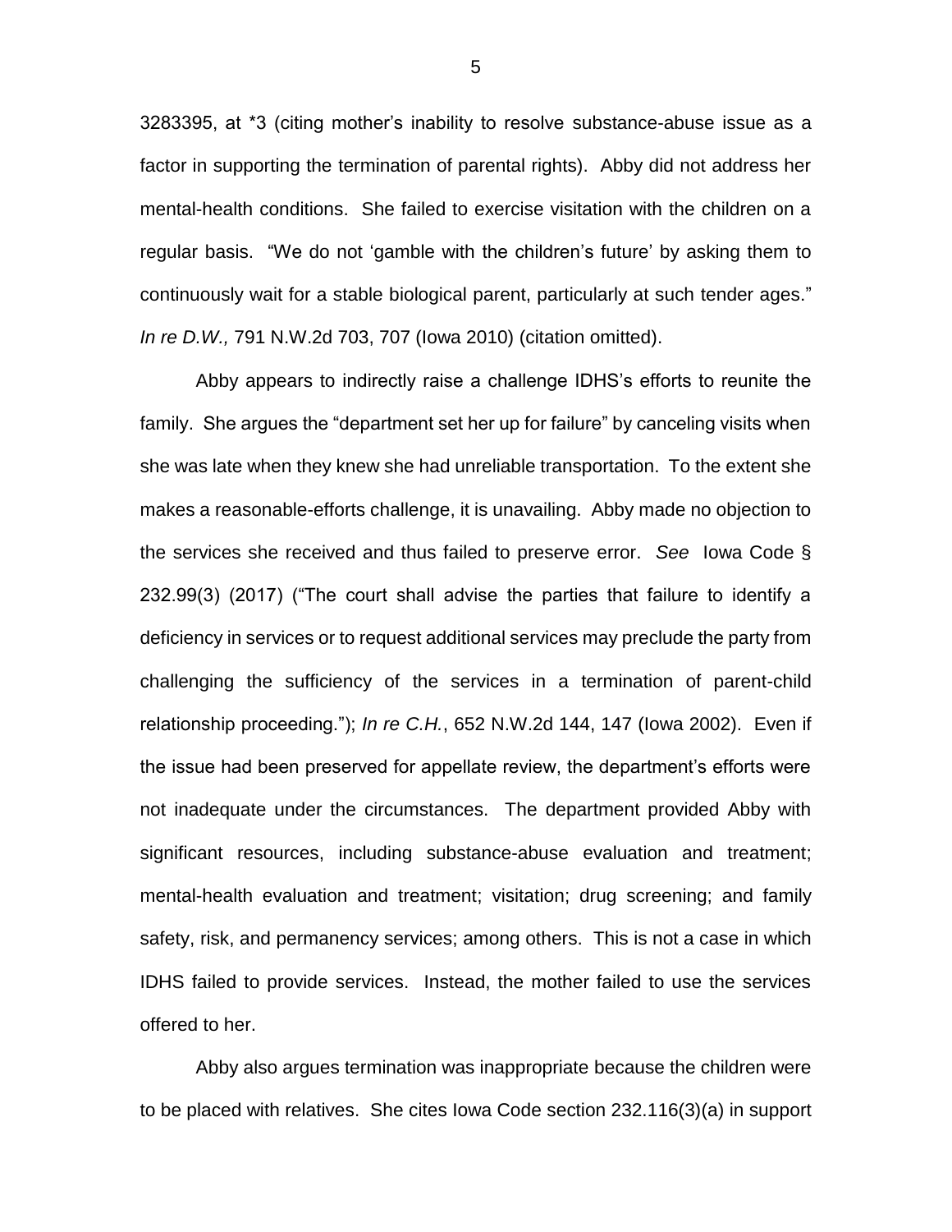3283395, at *3 (citing mother's inability to resolve substance-abuse issue as a factor in supporting the termination of parental rights). Abby did not address her mental-health conditions. She failed to exercise visitation with the children on a regular basis. "We do not 'gamble with the children's future' by asking them to continuously wait for a stable biological parent, particularly at such tender ages." *In re D.W.,* 791 N.W.2d 703, 707 (Iowa 2010) (citation omitted).

Abby appears to indirectly raise a challenge IDHS's efforts to reunite the family. She argues the "department set her up for failure" by canceling visits when she was late when they knew she had unreliable transportation. To the extent she makes a reasonable-efforts challenge, it is unavailing. Abby made no objection to the services she received and thus failed to preserve error. *See* Iowa Code § 232.99(3) (2017) ("The court shall advise the parties that failure to identify a deficiency in services or to request additional services may preclude the party from challenging the sufficiency of the services in a termination of parent-child relationship proceeding."); *In re C.H.*, 652 N.W.2d 144, 147 (Iowa 2002). Even if the issue had been preserved for appellate review, the department's efforts were not inadequate under the circumstances. The department provided Abby with significant resources, including substance-abuse evaluation and treatment; mental-health evaluation and treatment; visitation; drug screening; and family safety, risk, and permanency services; among others. This is not a case in which IDHS failed to provide services. Instead, the mother failed to use the services offered to her.

Abby also argues termination was inappropriate because the children were to be placed with relatives. She cites Iowa Code section 232.116(3)(a) in support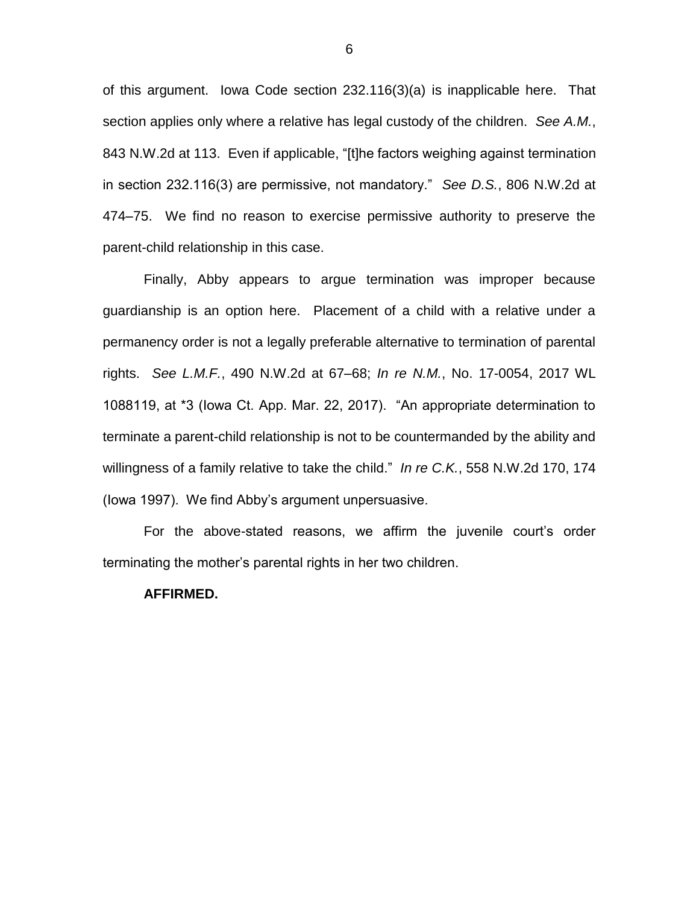of this argument. Iowa Code section 232.116(3)(a) is inapplicable here. That section applies only where a relative has legal custody of the children. *See A.M.*, 843 N.W.2d at 113. Even if applicable, "[t]he factors weighing against termination in section 232.116(3) are permissive, not mandatory." *See D.S.*, 806 N.W.2d at 474–75. We find no reason to exercise permissive authority to preserve the parent-child relationship in this case.

Finally, Abby appears to argue termination was improper because guardianship is an option here. Placement of a child with a relative under a permanency order is not a legally preferable alternative to termination of parental rights. *See L.M.F.*, 490 N.W.2d at 67–68; *In re N.M.*, No. 17-0054, 2017 WL 1088119, at *3 (Iowa Ct. App. Mar. 22, 2017). "An appropriate determination to terminate a parent-child relationship is not to be countermanded by the ability and willingness of a family relative to take the child." *In re C.K.*, 558 N.W.2d 170, 174 (Iowa 1997). We find Abby's argument unpersuasive.

For the above-stated reasons, we affirm the juvenile court's order terminating the mother's parental rights in her two children.

**AFFIRMED.**